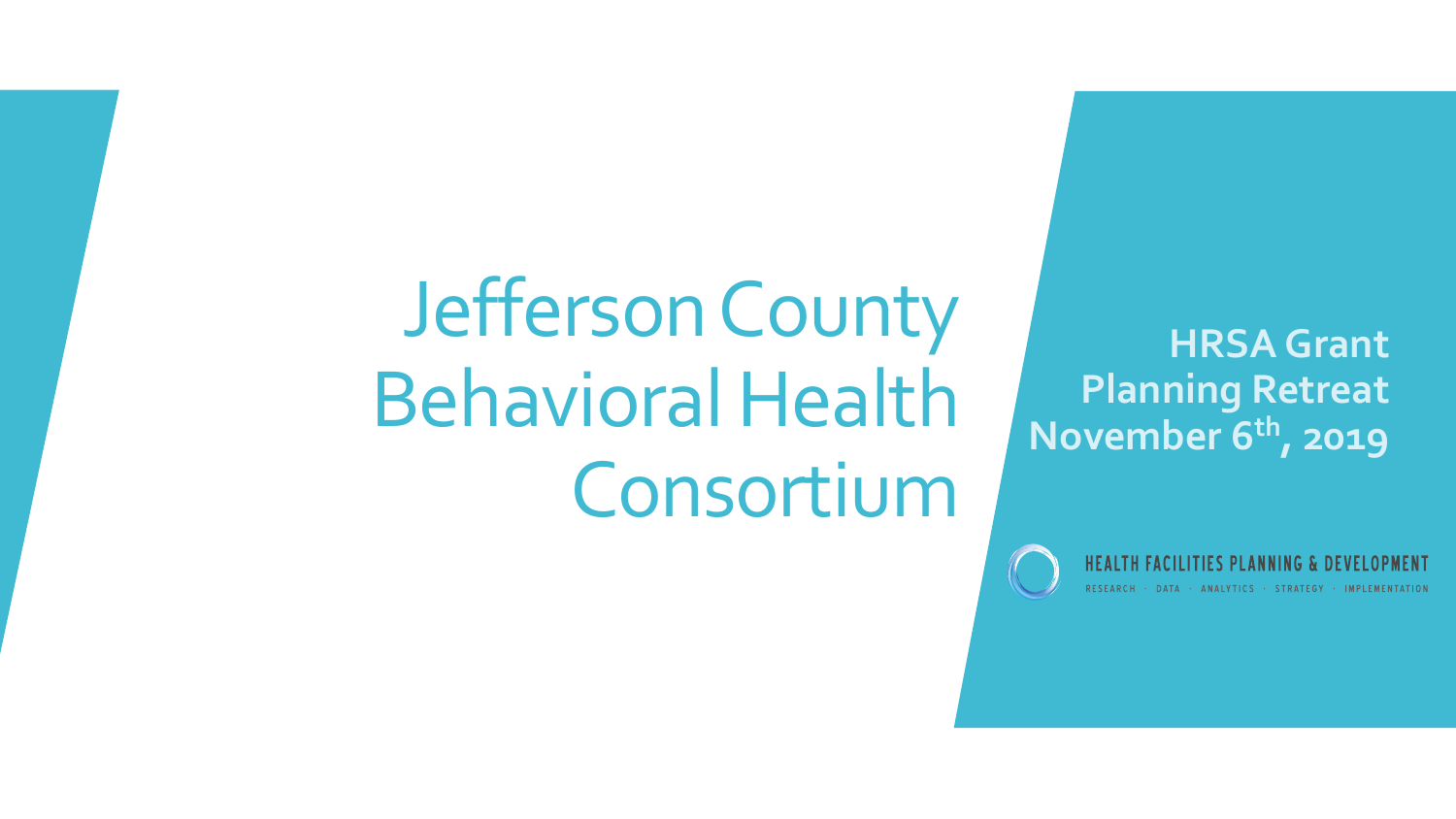# Jefferson County Behavioral Health Consortium

**HRSA Grant Planning Retreat November 6th, 2019**

HEALTH FACILITIES PLANNING & DEVELOPMENT

RESEARCH · DATA · ANALYTICS · STRATEGY · IMPLEMENTATION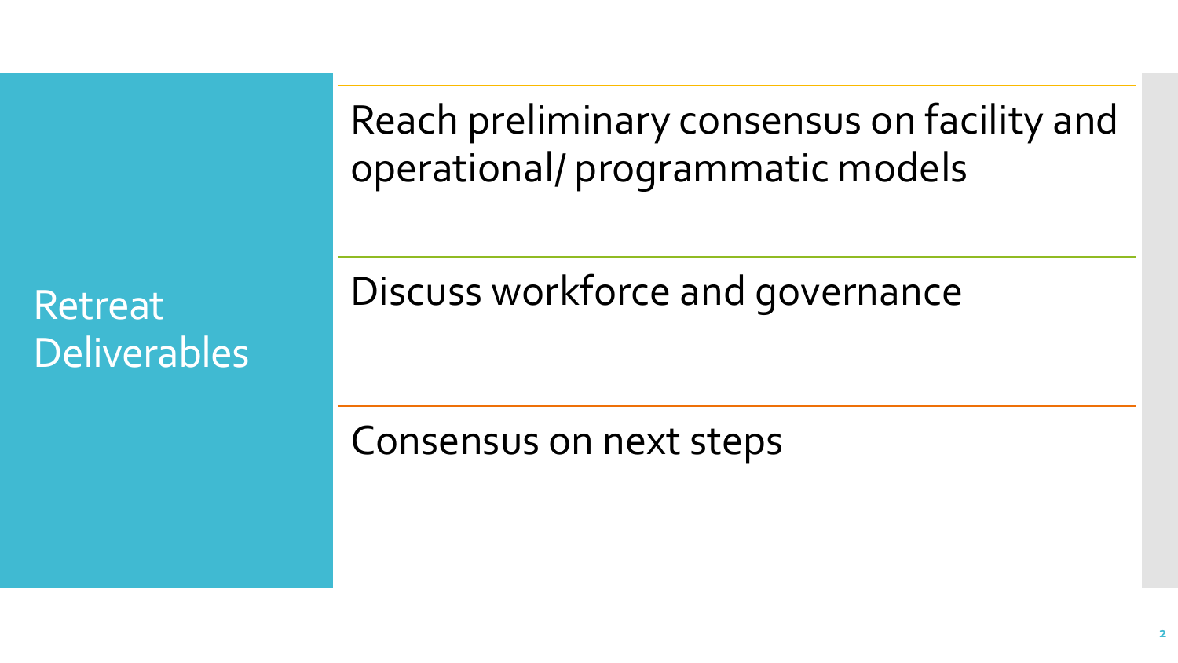# Retreat Deliverables

- Reach preliminary consensus on facility and operational/ programmatic models
- Discuss workforce and governance
- Consensus on next steps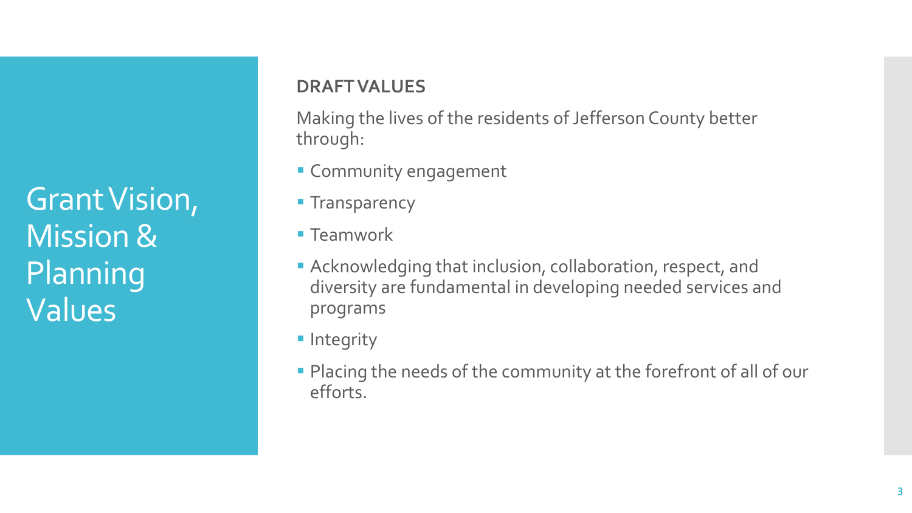# Grant Vision, Mission & Planning Values

**DRAFT VALUES**

Making the lives of the residents of Jefferson County better through:

- Community engagement
- Transparency
- Teamwork
- Acknowledging that inclusion, collaboration, respect, and diversity are fundamental in developing needed services and programs
- Integrity
- Placing the needs of the community at the forefront of all of our efforts.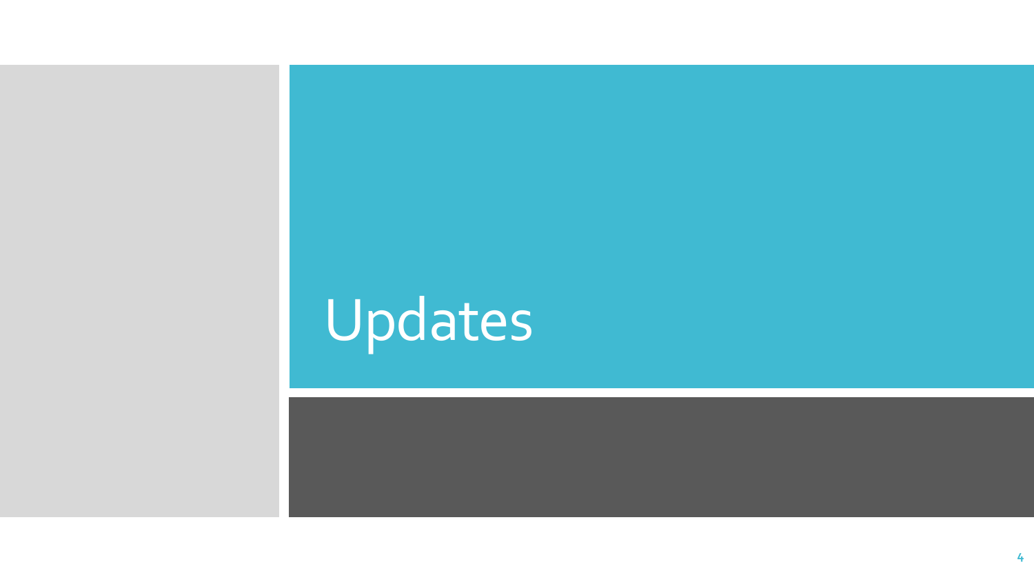# Updates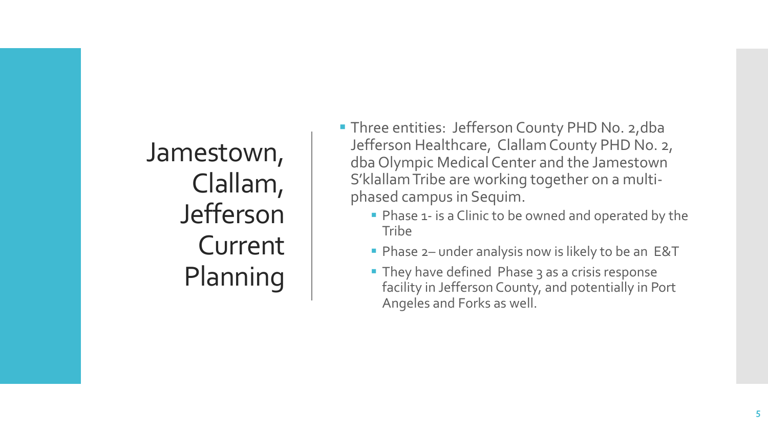# Jamestown, Clallam, Jefferson Current Planning

- Three entities: Jefferson County PHD No. 2,dba Jefferson Healthcare, Clallam County PHD No. 2, dba Olympic Medical Center and the Jamestown S'klallam Tribe are working together on a multi-phased campus in Sequim.
  - Phase 1- is a Clinic to be owned and operated by the Tribe
  - Phase 2– under analysis now is likely to be an E&T
  - They have defined Phase 3 as a crisis response facility in Jefferson County, and potentially in Port Angeles and Forks as well.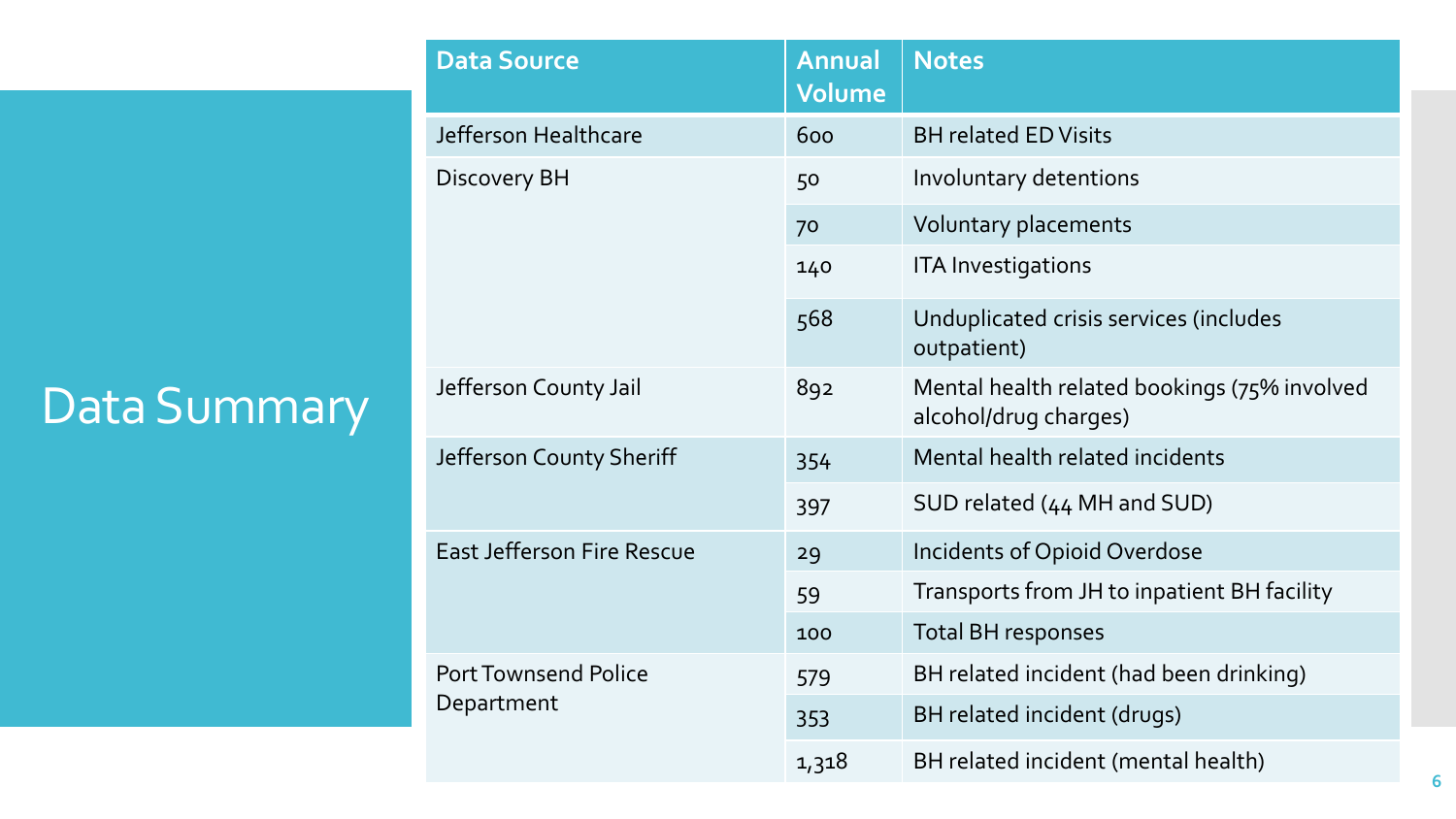# Data Summary

| Data Source | Annual Volume | Notes |
|---|---|---|
| Jefferson Healthcare | 600 | BH related ED Visits |
| Discovery BH | 50 | Involuntary detentions |
| | 70 | Voluntary placements |
| | 140 | ITA Investigations |
| | 568 | Unduplicated crisis services (includes outpatient) |
| Jefferson County Jail | 892 | Mental health related bookings (75% involved alcohol/drug charges) |
| Jefferson County Sheriff | 354 | Mental health related incidents |
| | 397 | SUD related (44 MH and SUD) |
| East Jefferson Fire Rescue | 29 | Incidents of Opioid Overdose |
| | 59 | Transports from JH to inpatient BH facility |
| | 100 | Total BH responses |
| Port Townsend Police Department | 579 | BH related incident (had been drinking) |
| | 353 | BH related incident (drugs) |
| | 1,318 | BH related incident (mental health) |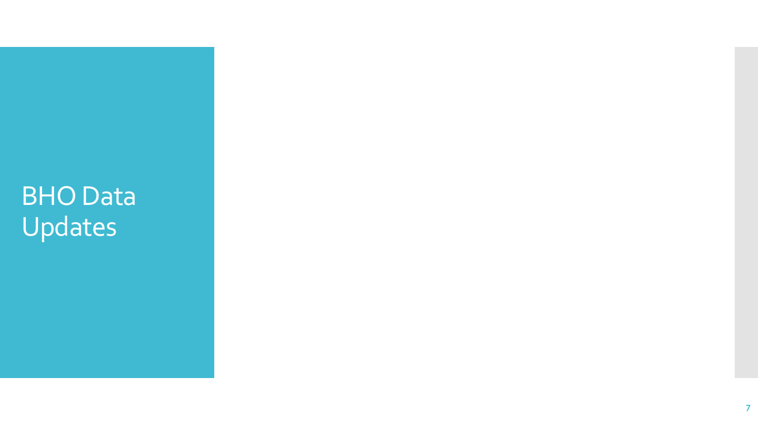# BHO Data Updates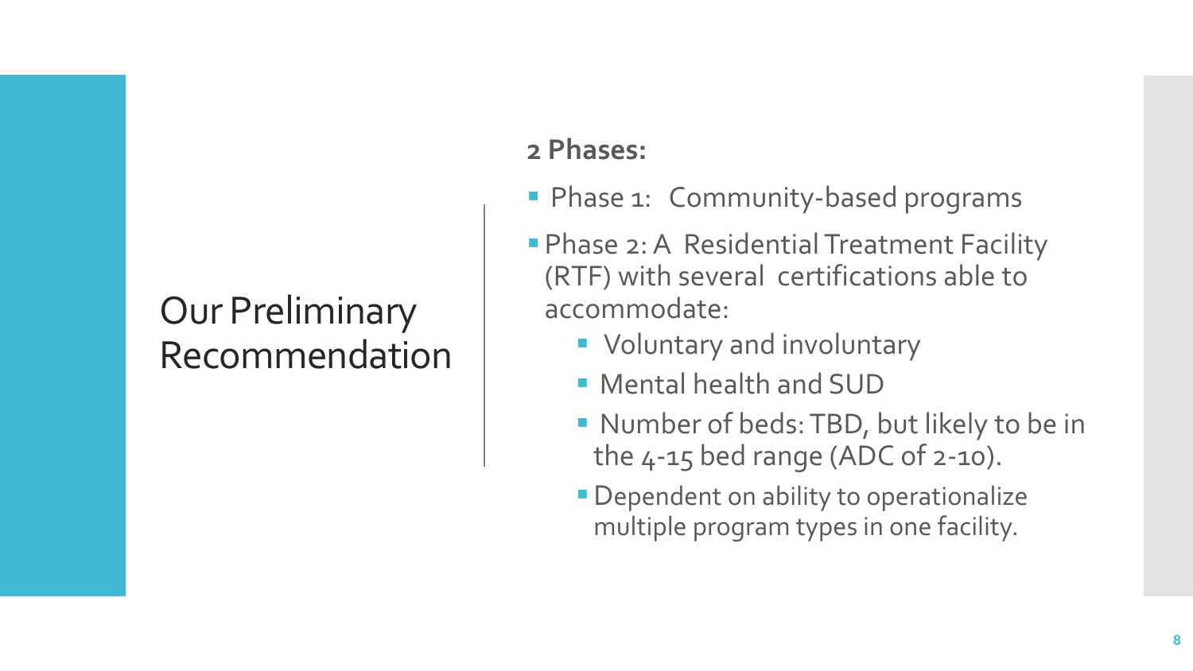# Our Preliminary Recommendation

**2 Phases:**

- Phase 1: Community-based programs
- Phase 2: A Residential Treatment Facility (RTF) with several certifications able to accommodate:
  - Voluntary and involuntary
  - Mental health and SUD
  - Number of beds: TBD, but likely to be in the 4-15 bed range (ADC of 2-10).
  - Dependent on ability to operationalize multiple program types in one facility.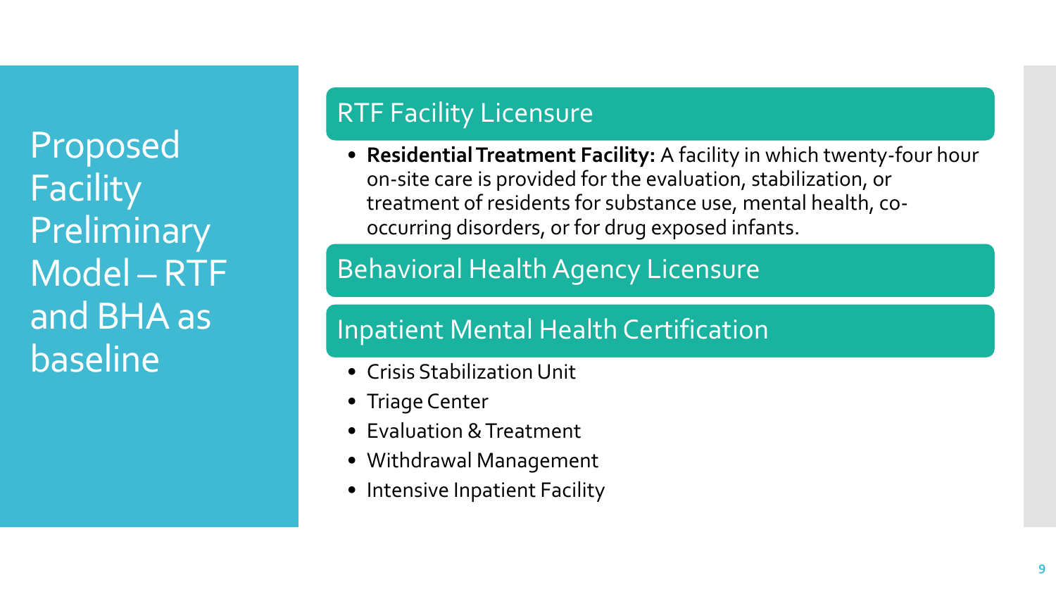# Proposed Facility Preliminary Model – RTF and BHA as baseline

## RTF Facility Licensure

- **Residential Treatment Facility:** A facility in which twenty-four hour on-site care is provided for the evaluation, stabilization, or treatment of residents for substance use, mental health, co-occurring disorders, or for drug exposed infants.

## Behavioral Health Agency Licensure

## Inpatient Mental Health Certification

- Crisis Stabilization Unit
- Triage Center
- Evaluation & Treatment
- Withdrawal Management
- Intensive Inpatient Facility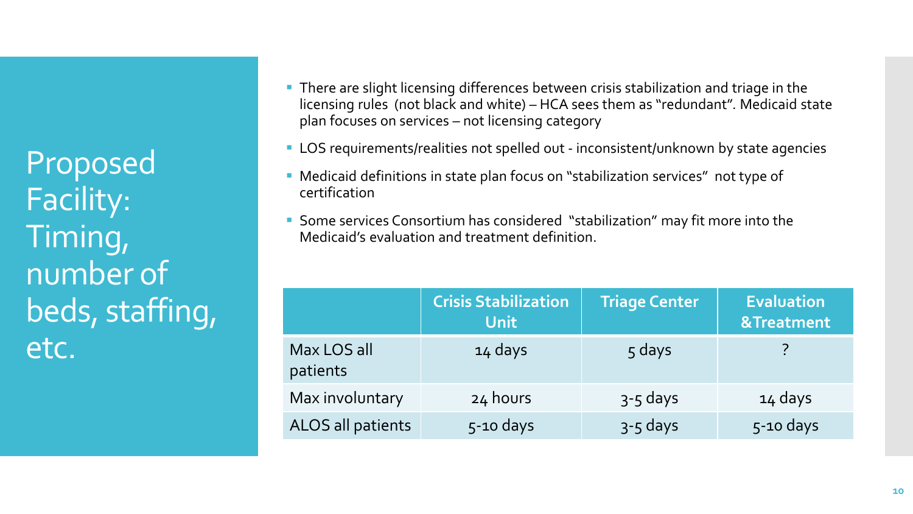# Proposed Facility: Timing, number of beds, staffing, etc.

- There are slight licensing differences between crisis stabilization and triage in the licensing rules (not black and white) – HCA sees them as "redundant". Medicaid state plan focuses on services – not licensing category
- LOS requirements/realities not spelled out - inconsistent/unknown by state agencies
- Medicaid definitions in state plan focus on "stabilization services" not type of certification
- Some services Consortium has considered "stabilization" may fit more into the Medicaid's evaluation and treatment definition.

| | Crisis Stabilization Unit | Triage Center | Evaluation &Treatment |
|---|---|---|---|
| Max LOS all patients | 14 days | 5 days | ? |
| Max involuntary | 24 hours | 3-5 days | 14 days |
| ALOS all patients | 5-10 days | 3-5 days | 5-10 days |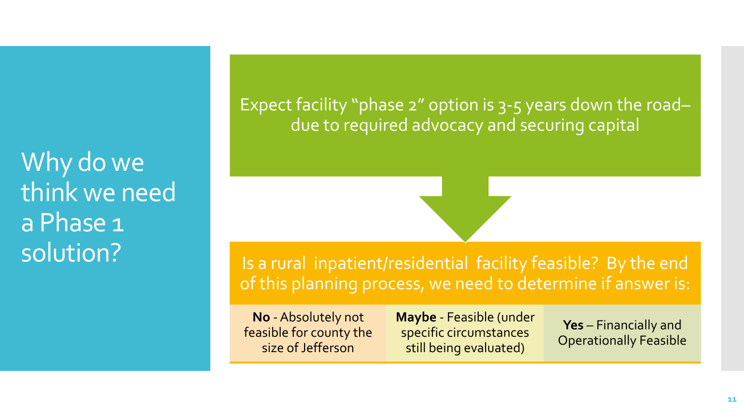# Why do we think we need a Phase 1 solution?

Expect facility "phase 2" option is 3-5 years down the road– due to required advocacy and securing capital

Is a rural inpatient/residential facility feasible? By the end of this planning process, we need to determine if answer is:

| **No** - Absolutely not feasible for county the size of Jefferson | **Maybe** - Feasible (under specific circumstances still being evaluated) | **Yes** – Financially and Operationally Feasible |
|---|---|---|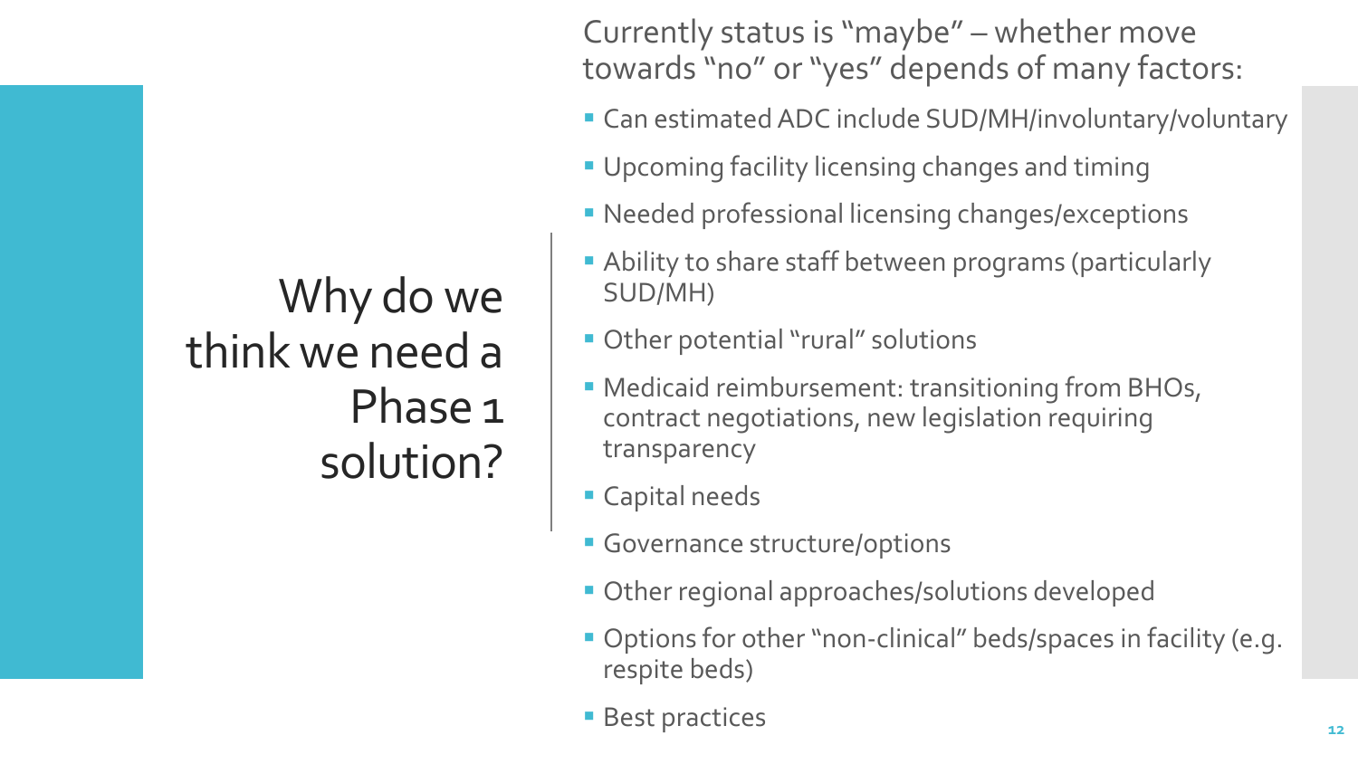# Why do we think we need a Phase 1 solution?

Currently status is "maybe" – whether move towards "no" or "yes" depends of many factors:

- Can estimated ADC include SUD/MH/involuntary/voluntary
- Upcoming facility licensing changes and timing
- Needed professional licensing changes/exceptions
- Ability to share staff between programs (particularly SUD/MH)
- Other potential "rural" solutions
- Medicaid reimbursement: transitioning from BHOs, contract negotiations, new legislation requiring transparency
- Capital needs
- Governance structure/options
- Other regional approaches/solutions developed
- Options for other "non-clinical" beds/spaces in facility (e.g. respite beds)
- Best practices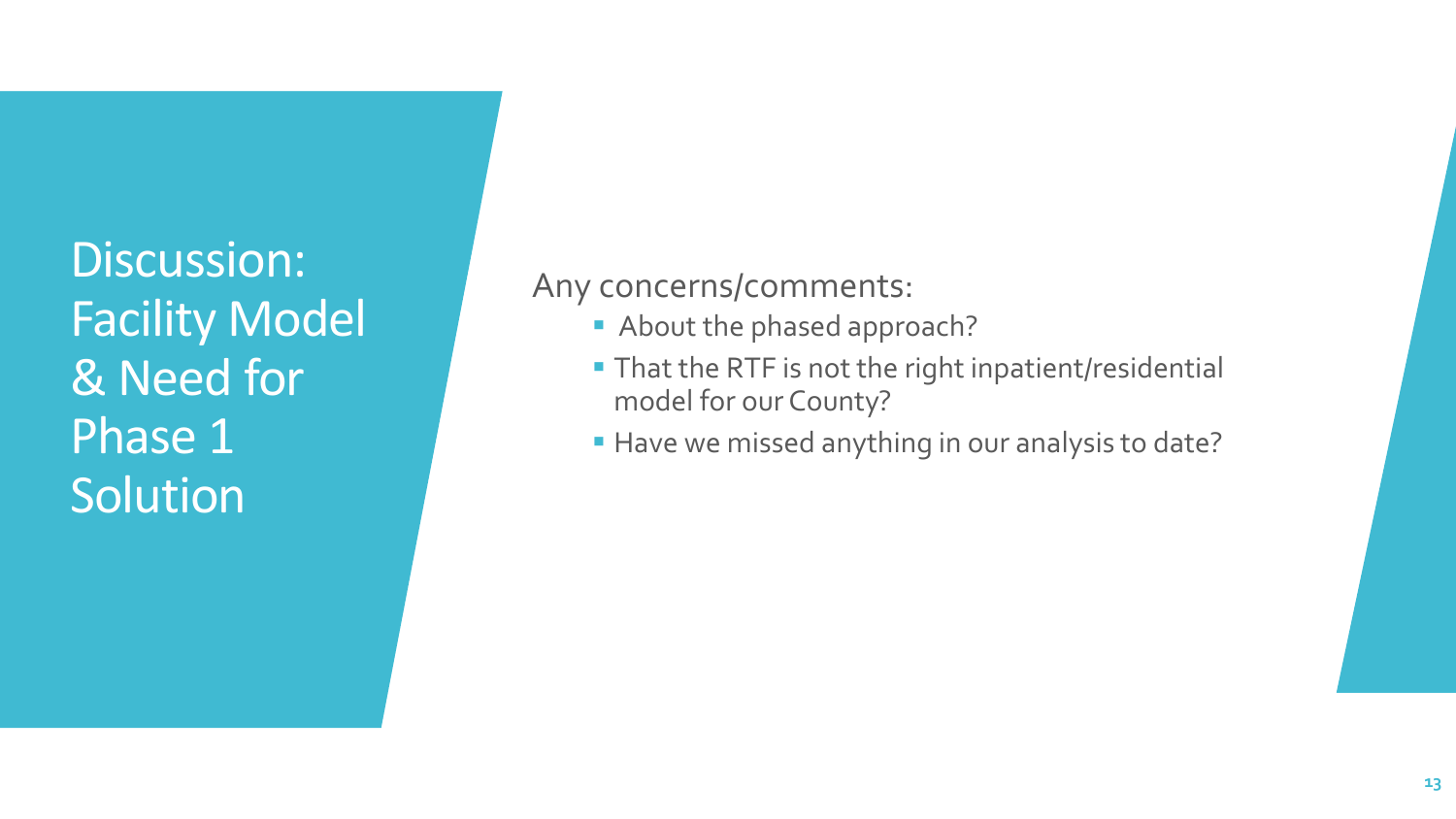# Discussion: Facility Model & Need for Phase 1 Solution

Any concerns/comments:

- About the phased approach?
- That the RTF is not the right inpatient/residential model for our County?
- Have we missed anything in our analysis to date?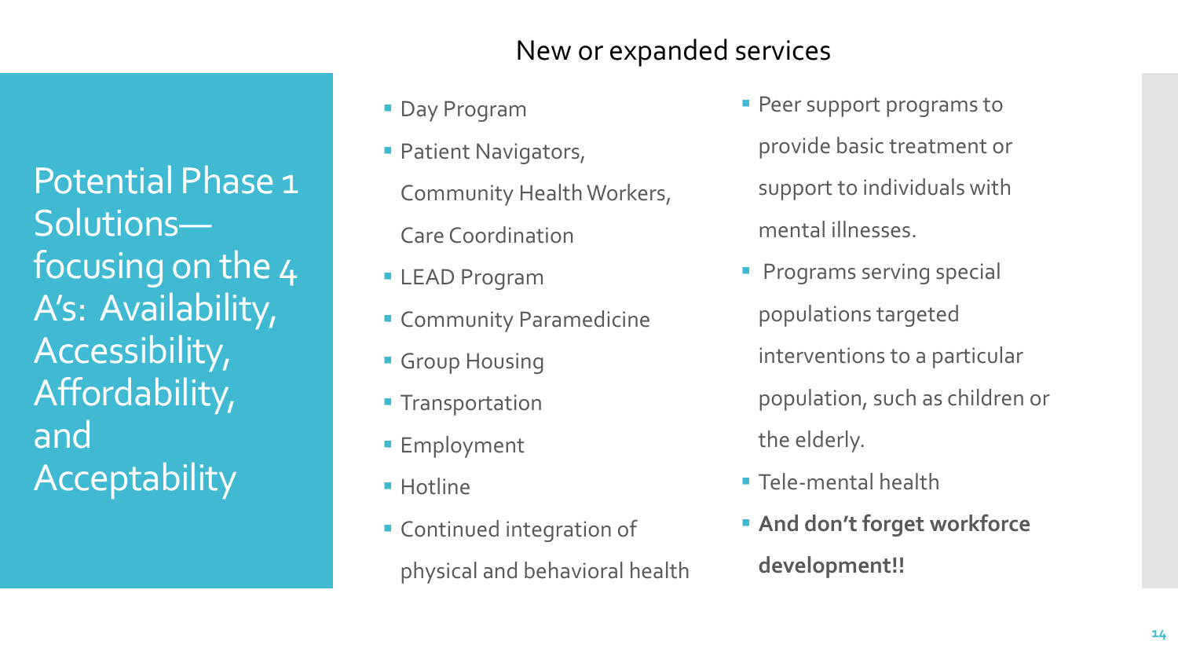# Potential Phase 1 Solutions—focusing on the 4 A's: Availability, Accessibility, Affordability, and Acceptability

## New or expanded services

- Day Program
- Patient Navigators, Community Health Workers, Care Coordination
- LEAD Program
- Community Paramedicine
- Group Housing
- Transportation
- Employment
- Hotline
- Continued integration of physical and behavioral health
- Peer support programs to provide basic treatment or support to individuals with mental illnesses.
- Programs serving special populations targeted interventions to a particular population, such as children or the elderly.
- Tele-mental health
- **And don't forget workforce development!!**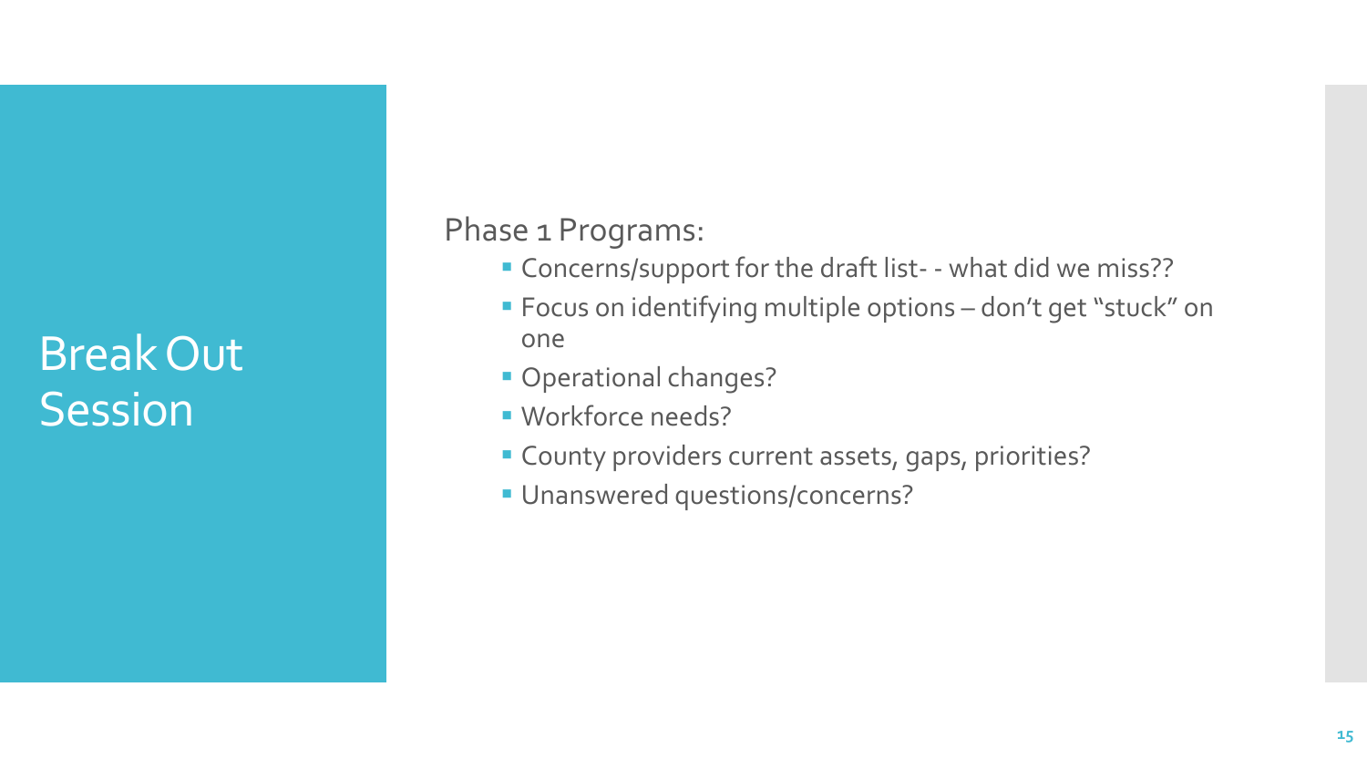# Break Out Session

Phase 1 Programs:

- Concerns/support for the draft list- - what did we miss??
- Focus on identifying multiple options – don't get "stuck" on one
- Operational changes?
- Workforce needs?
- County providers current assets, gaps, priorities?
- Unanswered questions/concerns?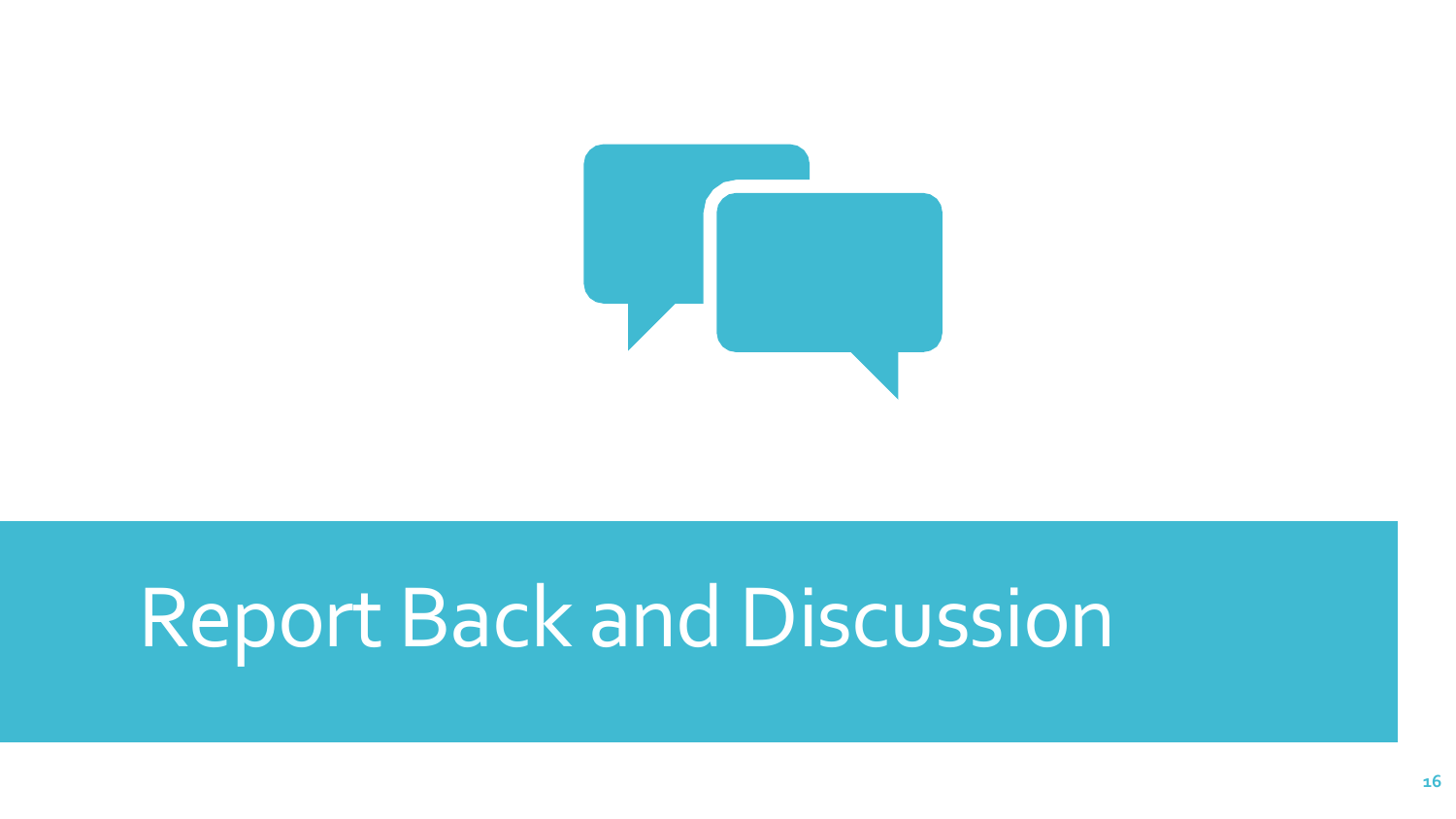# Report Back and Discussion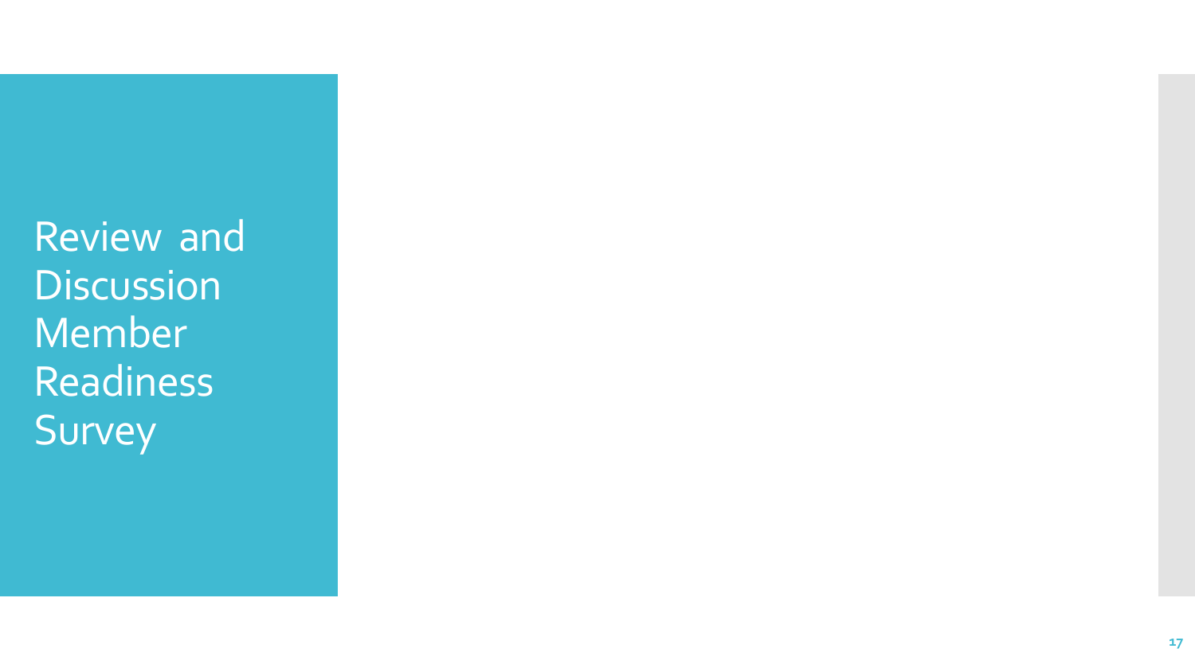# Review and Discussion Member Readiness Survey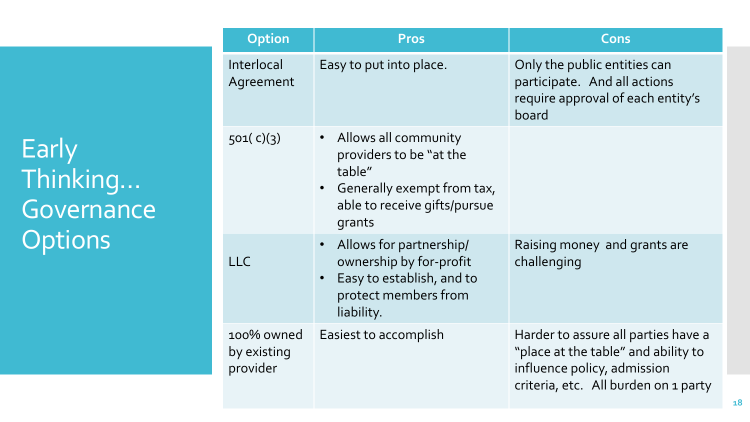# Early Thinking… Governance Options

| Option | Pros | Cons |
|---|---|---|
| Interlocal Agreement | Easy to put into place. | Only the public entities can participate. And all actions require approval of each entity's board |
| 501( c)(3) | • Allows all community providers to be "at the table"<br>• Generally exempt from tax, able to receive gifts/pursue grants | |
| LLC | • Allows for partnership/ ownership by for-profit<br>• Easy to establish, and to protect members from liability. | Raising money and grants are challenging |
| 100% owned by existing provider | Easiest to accomplish | Harder to assure all parties have a "place at the table" and ability to influence policy, admission criteria, etc. All burden on 1 party |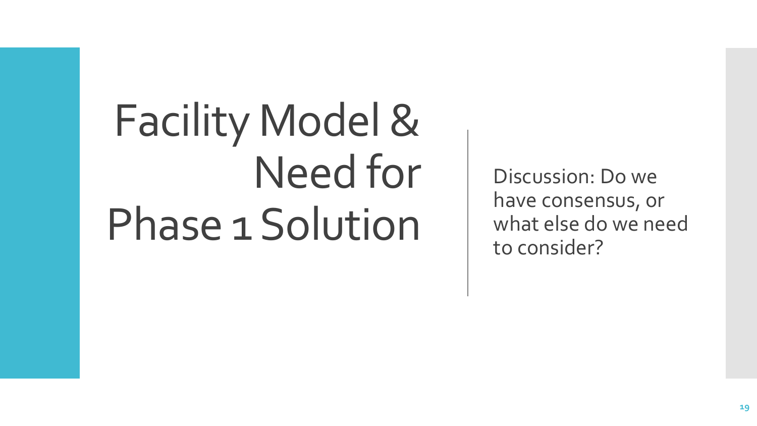# Facility Model & Need for Phase 1 Solution

Discussion: Do we have consensus, or what else do we need to consider?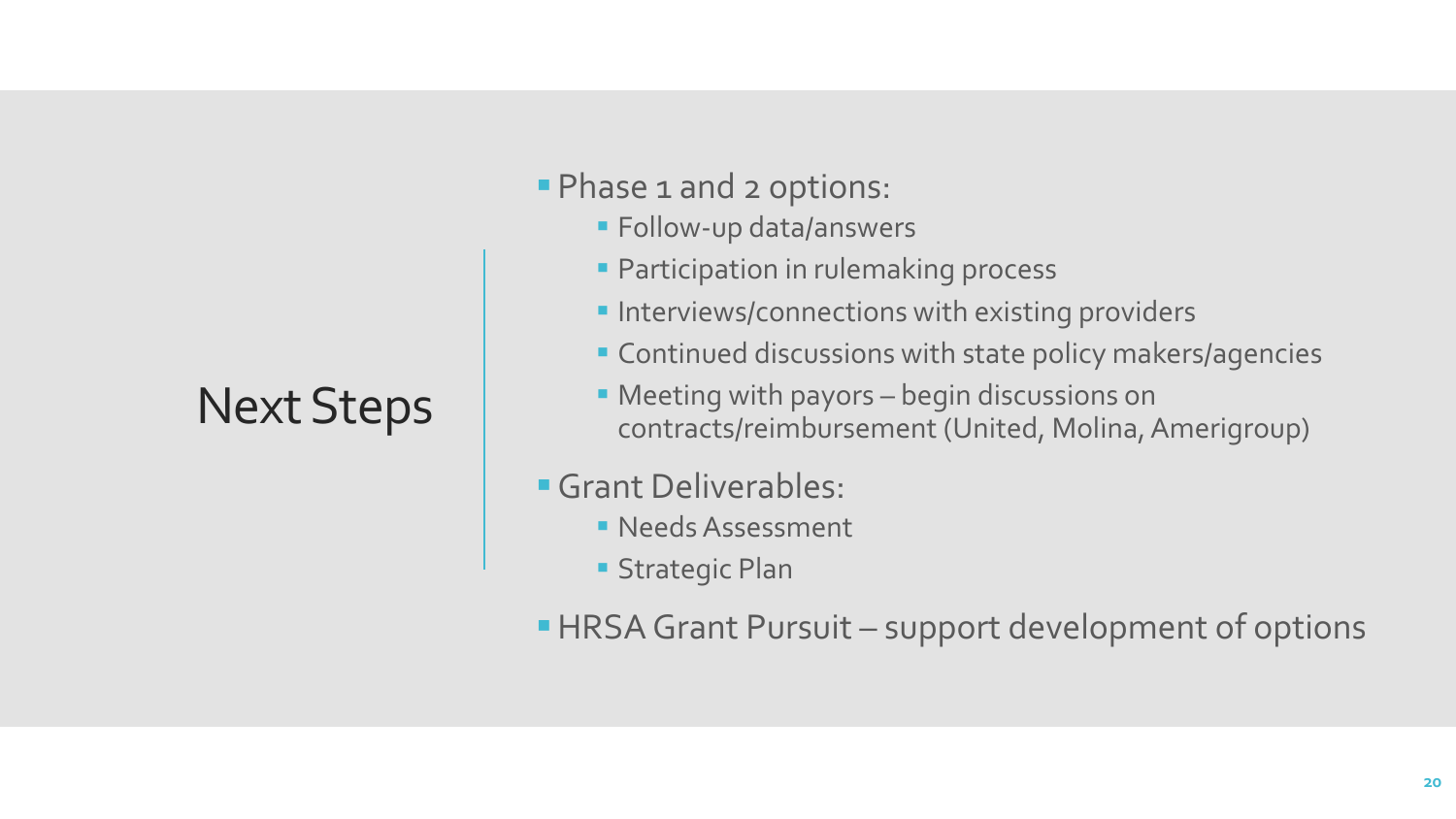# Next Steps

- Phase 1 and 2 options:
  - Follow-up data/answers
  - Participation in rulemaking process
  - Interviews/connections with existing providers
  - Continued discussions with state policy makers/agencies
  - Meeting with payors – begin discussions on contracts/reimbursement (United, Molina, Amerigroup)
- Grant Deliverables:
  - Needs Assessment
  - Strategic Plan
- HRSA Grant Pursuit – support development of options